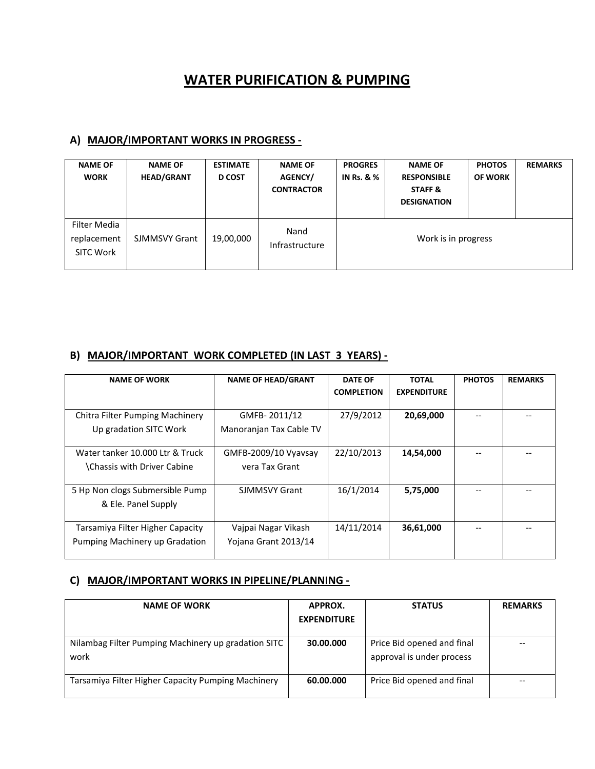# WATER PURIFICATION & PUMPING

## A) MAJOR/IMPORTANT WORKS IN PROGRESS -

| NAME OF WORK | NAME OF HEAD/GRANT | ESTIMATED COST | NAME OF AGENCY/ CONTRACTOR | PROGRES IN Rs. & % | NAME OF RESPONSIBLE STAFF & DESIGNATION | PHOTOS OF WORK | REMARKS |
|---|---|---|---|---|---|---|---|
| Filter Media replacement SITC Work | SJMMSVY Grant | 19,00,000 | Nand Infrastructure | Work is in progress | | | |

## B) MAJOR/IMPORTANT WORK COMPLETED (IN LAST 3 YEARS) -

| NAME OF WORK | NAME OF HEAD/GRANT | DATE OF COMPLETION | TOTAL EXPENDITURE | PHOTOS | REMARKS |
|---|---|---|---|---|---|
| Chitra Filter Pumping Machinery Up gradation SITC Work | GMFB- 2011/12 Manoranjan Tax Cable TV | 27/9/2012 | **20,69,000** | -- | -- |
| Water tanker 10.000 Ltr & Truck \Chassis with Driver Cabine | GMFB-2009/10 Vyavsay vera Tax Grant | 22/10/2013 | **14,54,000** | -- | -- |
| 5 Hp Non clogs Submersible Pump & Ele. Panel Supply | SJMMSVY Grant | 16/1/2014 | **5,75,000** | -- | -- |
| Tarsamiya Filter Higher Capacity Pumping Machinery up Gradation | Vajpai Nagar Vikash Yojana Grant 2013/14 | 14/11/2014 | **36,61,000** | -- | -- |

## C) MAJOR/IMPORTANT WORKS IN PIPELINE/PLANNING -

| NAME OF WORK | APPROX. EXPENDITURE | STATUS | REMARKS |
|---|---|---|---|
| Nilambag Filter Pumping Machinery up gradation SITC work | **30.00.000** | Price Bid opened and final approval is under process | -- |
| Tarsamiya Filter Higher Capacity Pumping Machinery | **60.00.000** | Price Bid opened and final | -- |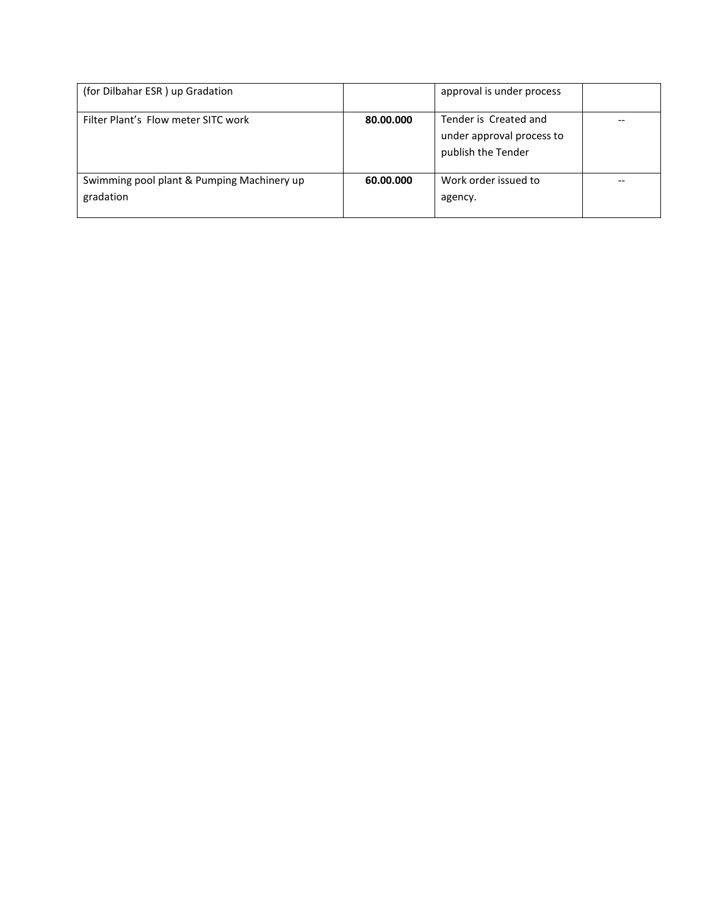| | | | |
|---|---|---|---|
| (for Dilbahar ESR ) up Gradation | | approval is under process | |
| Filter Plant's Flow meter SITC work | **80.00.000** | Tender is Created and under approval process to publish the Tender | -- |
| Swimming pool plant & Pumping Machinery up gradation | **60.00.000** | Work order issued to agency. | -- |